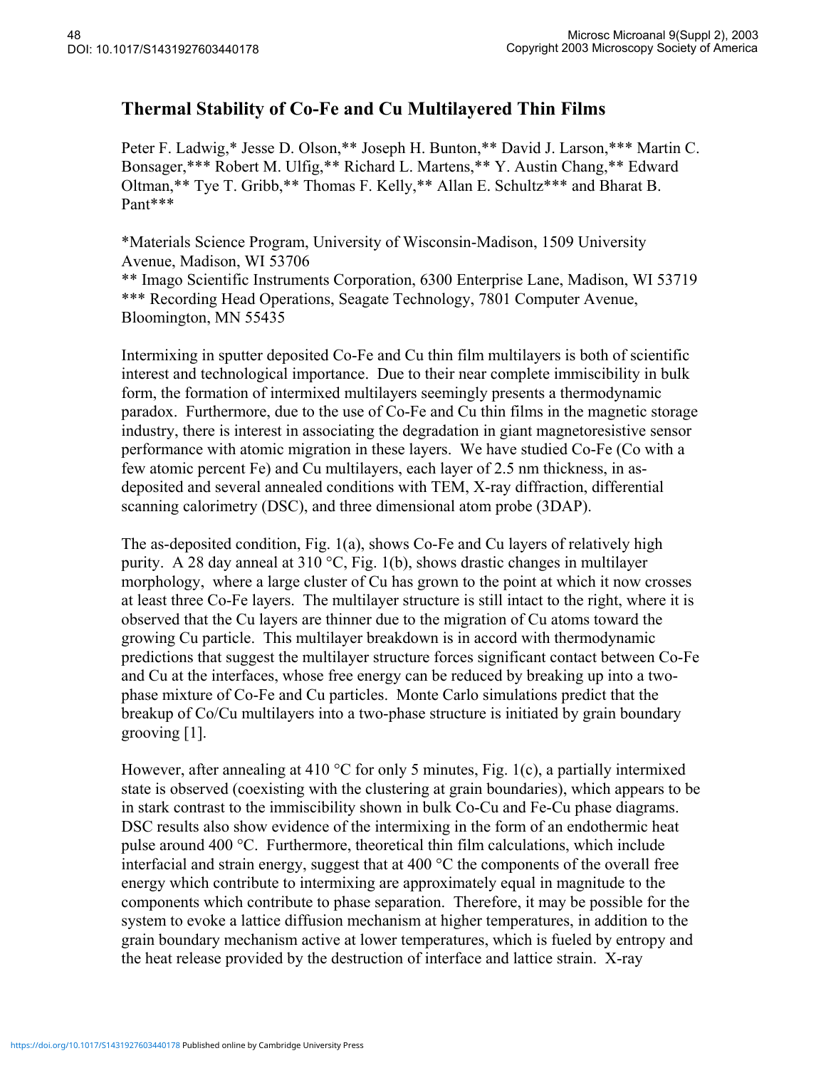# Thermal Stability of Co-Fe and Cu Multilayered Thin Films

Peter F. Ladwig,* Jesse D. Olson,** Joseph H. Bunton,** David J. Larson,*** Martin C. Bonsager,*** Robert M. Ulfig,** Richard L. Martens,** Y. Austin Chang,** Edward Oltman,** Tye T. Gribb,** Thomas F. Kelly,** Allan E. Schultz*** and Bharat B. Pant***

*Materials Science Program, University of Wisconsin-Madison, 1509 University Avenue, Madison, WI 53706
** Imago Scientific Instruments Corporation, 6300 Enterprise Lane, Madison, WI 53719
*** Recording Head Operations, Seagate Technology, 7801 Computer Avenue, Bloomington, MN 55435

Intermixing in sputter deposited Co-Fe and Cu thin film multilayers is both of scientific interest and technological importance. Due to their near complete immiscibility in bulk form, the formation of intermixed multilayers seemingly presents a thermodynamic paradox. Furthermore, due to the use of Co-Fe and Cu thin films in the magnetic storage industry, there is interest in associating the degradation in giant magnetoresistive sensor performance with atomic migration in these layers. We have studied Co-Fe (Co with a few atomic percent Fe) and Cu multilayers, each layer of 2.5 nm thickness, in as-deposited and several annealed conditions with TEM, X-ray diffraction, differential scanning calorimetry (DSC), and three dimensional atom probe (3DAP).

The as-deposited condition, Fig. 1(a), shows Co-Fe and Cu layers of relatively high purity. A 28 day anneal at 310 °C, Fig. 1(b), shows drastic changes in multilayer morphology, where a large cluster of Cu has grown to the point at which it now crosses at least three Co-Fe layers. The multilayer structure is still intact to the right, where it is observed that the Cu layers are thinner due to the migration of Cu atoms toward the growing Cu particle. This multilayer breakdown is in accord with thermodynamic predictions that suggest the multilayer structure forces significant contact between Co-Fe and Cu at the interfaces, whose free energy can be reduced by breaking up into a two-phase mixture of Co-Fe and Cu particles. Monte Carlo simulations predict that the breakup of Co/Cu multilayers into a two-phase structure is initiated by grain boundary grooving [1].

However, after annealing at 410 °C for only 5 minutes, Fig. 1(c), a partially intermixed state is observed (coexisting with the clustering at grain boundaries), which appears to be in stark contrast to the immiscibility shown in bulk Co-Cu and Fe-Cu phase diagrams. DSC results also show evidence of the intermixing in the form of an endothermic heat pulse around 400 °C. Furthermore, theoretical thin film calculations, which include interfacial and strain energy, suggest that at 400 °C the components of the overall free energy which contribute to intermixing are approximately equal in magnitude to the components which contribute to phase separation. Therefore, it may be possible for the system to evoke a lattice diffusion mechanism at higher temperatures, in addition to the grain boundary mechanism active at lower temperatures, which is fueled by entropy and the heat release provided by the destruction of interface and lattice strain. X-ray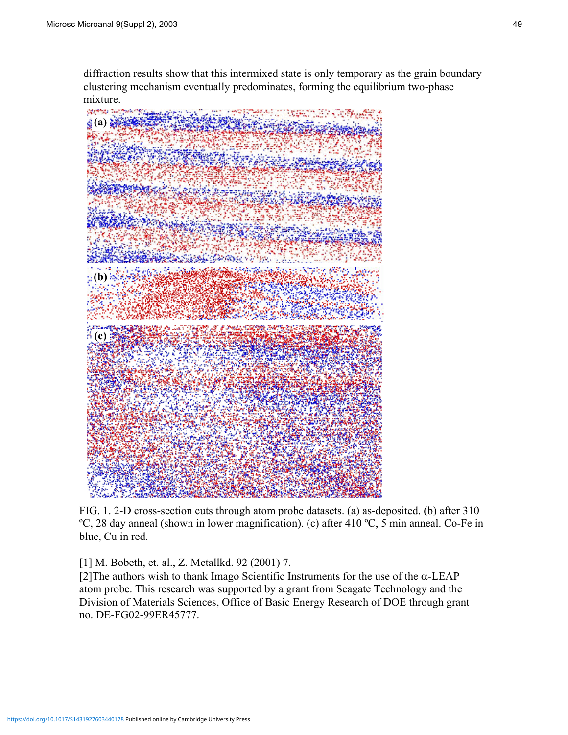diffraction results show that this intermixed state is only temporary as the grain boundary clustering mechanism eventually predominates, forming the equilibrium two-phase mixture.

(a)

(b)

(c)

FIG. 1. 2-D cross-section cuts through atom probe datasets. (a) as-deposited. (b) after 310 ºC, 28 day anneal (shown in lower magnification). (c) after 410 ºC, 5 min anneal. Co-Fe in blue, Cu in red.

[1] M. Bobeth, et. al., Z. Metallkd. 92 (2001) 7.

[2]The authors wish to thank Imago Scientific Instruments for the use of the $\alpha$-LEAP atom probe. This research was supported by a grant from Seagate Technology and the Division of Materials Sciences, Office of Basic Energy Research of DOE through grant no. DE-FG02-99ER45777.